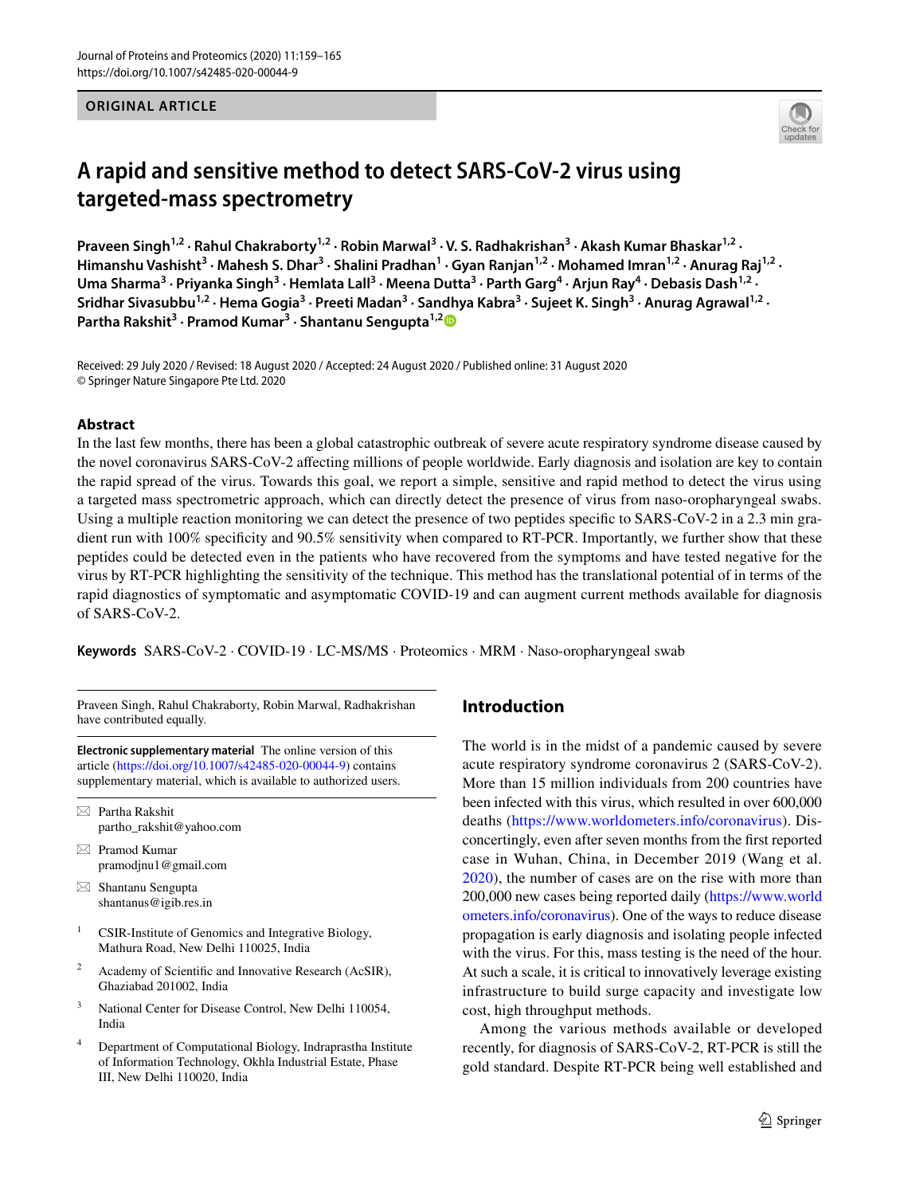ORIGINAL ARTICLE

# A rapid and sensitive method to detect SARS-CoV-2 virus using targeted-mass spectrometry

**Praveen Singh[1,2] · Rahul Chakraborty[1,2] · Robin Marwal[3] · V. S. Radhakrishan[3] · Akash Kumar Bhaskar[1,2] · Himanshu Vashisht[3] · Mahesh S. Dhar[3] · Shalini Pradhan[1] · Gyan Ranjan[1,2] · Mohamed Imran[1,2] · Anurag Raj[1,2] · Uma Sharma[3] · Priyanka Singh[3] · Hemlata Lall[3] · Meena Dutta[3] · Parth Garg[4] · Arjun Ray[4] · Debasis Dash[1,2] · Sridhar Sivasubbu[1,2] · Hema Gogia[3] · Preeti Madan[3] · Sandhya Kabra[3] · Sujeet K. Singh[3] · Anurag Agrawal[1,2] · Partha Rakshit[3] · Pramod Kumar[3] · Shantanu Sengupta[1,2]**

Received: 29 July 2020 / Revised: 18 August 2020 / Accepted: 24 August 2020 / Published online: 31 August 2020
© Springer Nature Singapore Pte Ltd. 2020

## Abstract

In the last few months, there has been a global catastrophic outbreak of severe acute respiratory syndrome disease caused by the novel coronavirus SARS-CoV-2 affecting millions of people worldwide. Early diagnosis and isolation are key to contain the rapid spread of the virus. Towards this goal, we report a simple, sensitive and rapid method to detect the virus using a targeted mass spectrometric approach, which can directly detect the presence of virus from naso-oropharyngeal swabs. Using a multiple reaction monitoring we can detect the presence of two peptides specific to SARS-CoV-2 in a 2.3 min gradient run with 100% specificity and 90.5% sensitivity when compared to RT-PCR. Importantly, we further show that these peptides could be detected even in the patients who have recovered from the symptoms and have tested negative for the virus by RT-PCR highlighting the sensitivity of the technique. This method has the translational potential of in terms of the rapid diagnostics of symptomatic and asymptomatic COVID-19 and can augment current methods available for diagnosis of SARS-CoV-2.

**Keywords** SARS-CoV-2 · COVID-19 · LC-MS/MS · Proteomics · MRM · Naso-oropharyngeal swab

Praveen Singh, Rahul Chakraborty, Robin Marwal, Radhakrishan have contributed equally.

**Electronic supplementary material** The online version of this article (https://doi.org/10.1007/s42485-020-00044-9) contains supplementary material, which is available to authorized users.

✉ Partha Rakshit
partho_rakshit@yahoo.com

✉ Pramod Kumar
pramodjnu1@gmail.com

✉ Shantanu Sengupta
shantanus@igib.res.in

[1] CSIR-Institute of Genomics and Integrative Biology, Mathura Road, New Delhi 110025, India

[2] Academy of Scientific and Innovative Research (AcSIR), Ghaziabad 201002, India

[3] National Center for Disease Control, New Delhi 110054, India

[4] Department of Computational Biology, Indraprastha Institute of Information Technology, Okhla Industrial Estate, Phase III, New Delhi 110020, India

## Introduction

The world is in the midst of a pandemic caused by severe acute respiratory syndrome coronavirus 2 (SARS-CoV-2). More than 15 million individuals from 200 countries have been infected with this virus, which resulted in over 600,000 deaths (https://www.worldometers.info/coronavirus). Disconcertingly, even after seven months from the first reported case in Wuhan, China, in December 2019 (Wang et al. 2020), the number of cases are on the rise with more than 200,000 new cases being reported daily (https://www.worldometers.info/coronavirus). One of the ways to reduce disease propagation is early diagnosis and isolating people infected with the virus. For this, mass testing is the need of the hour. At such a scale, it is critical to innovatively leverage existing infrastructure to build surge capacity and investigate low cost, high throughput methods.

Among the various methods available or developed recently, for diagnosis of SARS-CoV-2, RT-PCR is still the gold standard. Despite RT-PCR being well established and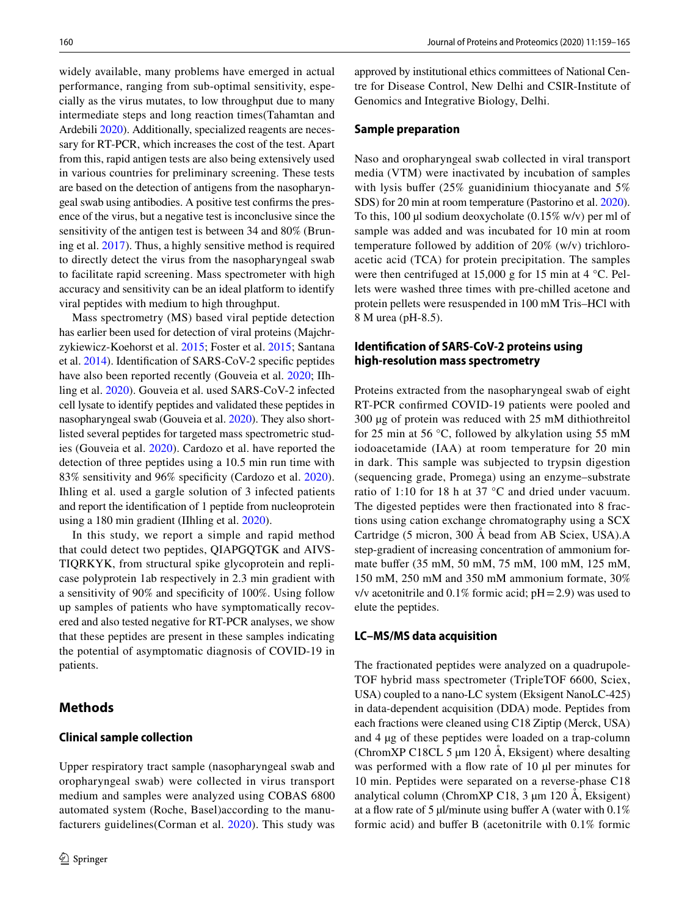widely available, many problems have emerged in actual performance, ranging from sub-optimal sensitivity, especially as the virus mutates, to low throughput due to many intermediate steps and long reaction times(Tahamtan and Ardebili 2020). Additionally, specialized reagents are necessary for RT-PCR, which increases the cost of the test. Apart from this, rapid antigen tests are also being extensively used in various countries for preliminary screening. These tests are based on the detection of antigens from the nasopharyngeal swab using antibodies. A positive test confirms the presence of the virus, but a negative test is inconclusive since the sensitivity of the antigen test is between 34 and 80% (Bruning et al. 2017). Thus, a highly sensitive method is required to directly detect the virus from the nasopharyngeal swab to facilitate rapid screening. Mass spectrometer with high accuracy and sensitivity can be an ideal platform to identify viral peptides with medium to high throughput.

Mass spectrometry (MS) based viral peptide detection has earlier been used for detection of viral proteins (Majchrzykiewicz-Koehorst et al. 2015; Foster et al. 2015; Santana et al. 2014). Identification of SARS-CoV-2 specific peptides have also been reported recently (Gouveia et al. 2020; IIhling et al. 2020). Gouveia et al. used SARS-CoV-2 infected cell lysate to identify peptides and validated these peptides in nasopharyngeal swab (Gouveia et al. 2020). They also shortlisted several peptides for targeted mass spectrometric studies (Gouveia et al. 2020). Cardozo et al. have reported the detection of three peptides using a 10.5 min run time with 83% sensitivity and 96% specificity (Cardozo et al. 2020). Ihling et al. used a gargle solution of 3 infected patients and report the identification of 1 peptide from nucleoprotein using a 180 min gradient (IIhling et al. 2020).

In this study, we report a simple and rapid method that could detect two peptides, QIAPGQTGK and AIVSTIQRKYK, from structural spike glycoprotein and replicase polyprotein 1ab respectively in 2.3 min gradient with a sensitivity of 90% and specificity of 100%. Using follow up samples of patients who have symptomatically recovered and also tested negative for RT-PCR analyses, we show that these peptides are present in these samples indicating the potential of asymptomatic diagnosis of COVID-19 in patients.

## Methods

### Clinical sample collection

Upper respiratory tract sample (nasopharyngeal swab and oropharyngeal swab) were collected in virus transport medium and samples were analyzed using COBAS 6800 automated system (Roche, Basel)according to the manufacturers guidelines(Corman et al. 2020). This study was approved by institutional ethics committees of National Centre for Disease Control, New Delhi and CSIR-Institute of Genomics and Integrative Biology, Delhi.

### Sample preparation

Naso and oropharyngeal swab collected in viral transport media (VTM) were inactivated by incubation of samples with lysis buffer (25% guanidinium thiocyanate and 5% SDS) for 20 min at room temperature (Pastorino et al. 2020). To this, 100 µl sodium deoxycholate (0.15% w/v) per ml of sample was added and was incubated for 10 min at room temperature followed by addition of 20% (w/v) trichloroacetic acid (TCA) for protein precipitation. The samples were then centrifuged at 15,000 g for 15 min at 4 °C. Pellets were washed three times with pre-chilled acetone and protein pellets were resuspended in 100 mM Tris–HCl with 8 M urea (pH-8.5).

### Identification of SARS-CoV-2 proteins using high-resolution mass spectrometry

Proteins extracted from the nasopharyngeal swab of eight RT-PCR confirmed COVID-19 patients were pooled and 300 µg of protein was reduced with 25 mM dithiothreitol for 25 min at 56 °C, followed by alkylation using 55 mM iodoacetamide (IAA) at room temperature for 20 min in dark. This sample was subjected to trypsin digestion (sequencing grade, Promega) using an enzyme–substrate ratio of 1:10 for 18 h at 37 °C and dried under vacuum. The digested peptides were then fractionated into 8 fractions using cation exchange chromatography using a SCX Cartridge (5 micron, 300 Å bead from AB Sciex, USA).A step-gradient of increasing concentration of ammonium formate buffer (35 mM, 50 mM, 75 mM, 100 mM, 125 mM, 150 mM, 250 mM and 350 mM ammonium formate, 30% v/v acetonitrile and 0.1% formic acid; pH = 2.9) was used to elute the peptides.

### LC–MS/MS data acquisition

The fractionated peptides were analyzed on a quadrupole-TOF hybrid mass spectrometer (TripleTOF 6600, Sciex, USA) coupled to a nano-LC system (Eksigent NanoLC-425) in data-dependent acquisition (DDA) mode. Peptides from each fractions were cleaned using C18 Ziptip (Merck, USA) and 4 µg of these peptides were loaded on a trap-column (ChromXP C18CL 5 µm 120 Å, Eksigent) where desalting was performed with a flow rate of 10 µl per minutes for 10 min. Peptides were separated on a reverse-phase C18 analytical column (ChromXP C18, 3 µm 120 Å, Eksigent) at a flow rate of 5 µl/minute using buffer A (water with 0.1% formic acid) and buffer B (acetonitrile with 0.1% formic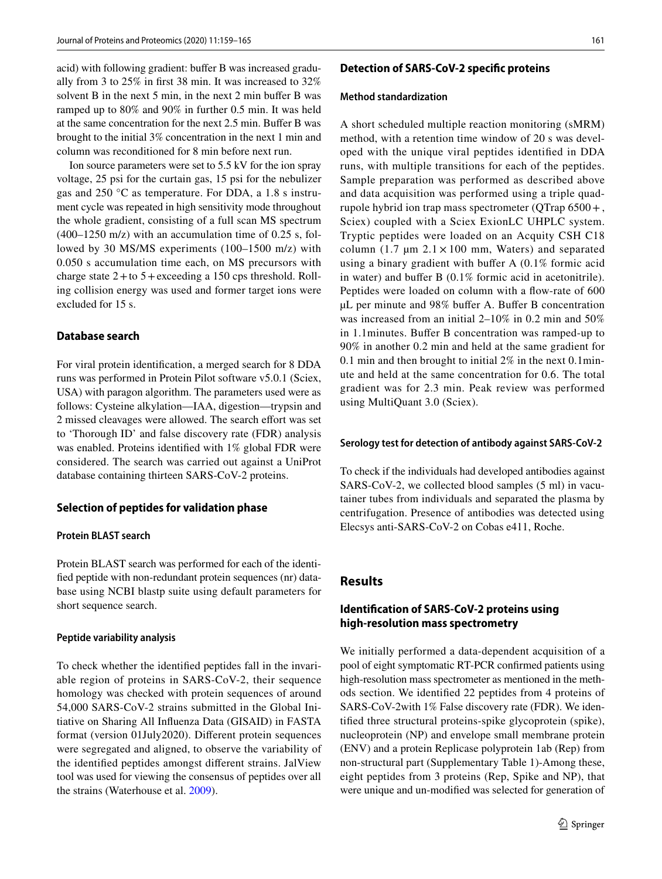acid) with following gradient: buffer B was increased gradually from 3 to 25% in first 38 min. It was increased to 32% solvent B in the next 5 min, in the next 2 min buffer B was ramped up to 80% and 90% in further 0.5 min. It was held at the same concentration for the next 2.5 min. Buffer B was brought to the initial 3% concentration in the next 1 min and column was reconditioned for 8 min before next run.

Ion source parameters were set to 5.5 kV for the ion spray voltage, 25 psi for the curtain gas, 15 psi for the nebulizer gas and 250 °C as temperature. For DDA, a 1.8 s instrument cycle was repeated in high sensitivity mode throughout the whole gradient, consisting of a full scan MS spectrum (400–1250 m/z) with an accumulation time of 0.25 s, followed by 30 MS/MS experiments (100–1500 m/z) with 0.050 s accumulation time each, on MS precursors with charge state 2+ to 5+ exceeding a 150 cps threshold. Rolling collision energy was used and former target ions were excluded for 15 s.

### Database search

For viral protein identification, a merged search for 8 DDA runs was performed in Protein Pilot software v5.0.1 (Sciex, USA) with paragon algorithm. The parameters used were as follows: Cysteine alkylation—IAA, digestion—trypsin and 2 missed cleavages were allowed. The search effort was set to 'Thorough ID' and false discovery rate (FDR) analysis was enabled. Proteins identified with 1% global FDR were considered. The search was carried out against a UniProt database containing thirteen SARS-CoV-2 proteins.

### Selection of peptides for validation phase

#### Protein BLAST search

Protein BLAST search was performed for each of the identified peptide with non-redundant protein sequences (nr) database using NCBI blastp suite using default parameters for short sequence search.

#### Peptide variability analysis

To check whether the identified peptides fall in the invariable region of proteins in SARS-CoV-2, their sequence homology was checked with protein sequences of around 54,000 SARS-CoV-2 strains submitted in the Global Initiative on Sharing All Influenza Data (GISAID) in FASTA format (version 01July2020). Different protein sequences were segregated and aligned, to observe the variability of the identified peptides amongst different strains. JalView tool was used for viewing the consensus of peptides over all the strains (Waterhouse et al. 2009).

### Detection of SARS-CoV-2 specific proteins

#### Method standardization

A short scheduled multiple reaction monitoring (sMRM) method, with a retention time window of 20 s was developed with the unique viral peptides identified in DDA runs, with multiple transitions for each of the peptides. Sample preparation was performed as described above and data acquisition was performed using a triple quadrupole hybrid ion trap mass spectrometer (QTrap 6500+, Sciex) coupled with a Sciex ExionLC UHPLC system. Tryptic peptides were loaded on an Acquity CSH C18 column (1.7 µm 2.1 × 100 mm, Waters) and separated using a binary gradient with buffer A (0.1% formic acid in water) and buffer B (0.1% formic acid in acetonitrile). Peptides were loaded on column with a flow-rate of 600 µL per minute and 98% buffer A. Buffer B concentration was increased from an initial 2–10% in 0.2 min and 50% in 1.1minutes. Buffer B concentration was ramped-up to 90% in another 0.2 min and held at the same gradient for 0.1 min and then brought to initial 2% in the next 0.1minute and held at the same concentration for 0.6. The total gradient was for 2.3 min. Peak review was performed using MultiQuant 3.0 (Sciex).

#### Serology test for detection of antibody against SARS-CoV-2

To check if the individuals had developed antibodies against SARS-CoV-2, we collected blood samples (5 ml) in vacutainer tubes from individuals and separated the plasma by centrifugation. Presence of antibodies was detected using Elecsys anti-SARS-CoV-2 on Cobas e411, Roche.

## Results

### Identification of SARS-CoV-2 proteins using high-resolution mass spectrometry

We initially performed a data-dependent acquisition of a pool of eight symptomatic RT-PCR confirmed patients using high-resolution mass spectrometer as mentioned in the methods section. We identified 22 peptides from 4 proteins of SARS-CoV-2with 1% False discovery rate (FDR). We identified three structural proteins-spike glycoprotein (spike), nucleoprotein (NP) and envelope small membrane protein (ENV) and a protein Replicase polyprotein 1ab (Rep) from non-structural part (Supplementary Table 1)-Among these, eight peptides from 3 proteins (Rep, Spike and NP), that were unique and un-modified was selected for generation of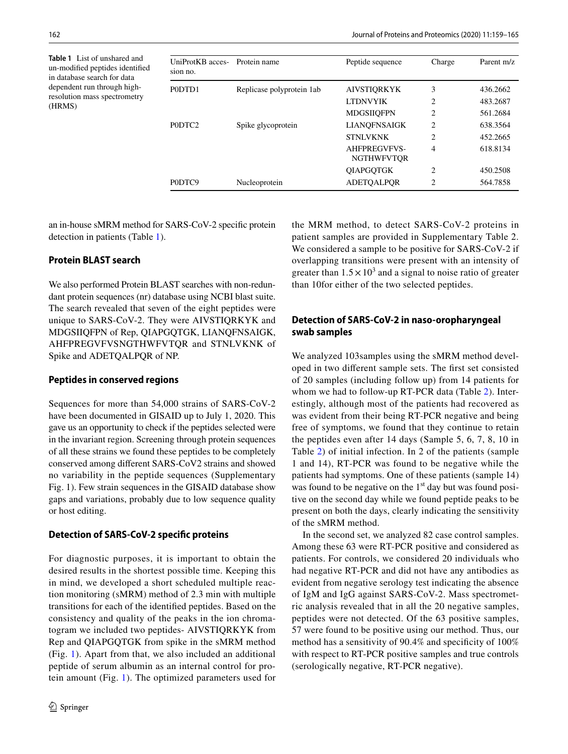**Table 1** List of unshared and un-modified peptides identified in database search for data dependent run through high-resolution mass spectrometry (HRMS)

| UniProtKB accession no. | Protein name | Peptide sequence | Charge | Parent m/z |
|---|---|---|---|---|
| P0DTD1 | Replicase polyprotein 1ab | AIVSTIQRKYK | 3 | 436.2662 |
| | | LTDNVYIK | 2 | 483.2687 |
| | | MDGSIIQFPN | 2 | 561.2684 |
| P0DTC2 | Spike glycoprotein | LIANQFNSAIGK | 2 | 638.3564 |
| | | STNLVKNK | 2 | 452.2665 |
| | | AHFPREGVFVS-NGTHWFVTQR | 4 | 618.8134 |
| | | QIAPGQTGK | 2 | 450.2508 |
| P0DTC9 | Nucleoprotein | ADETQALPQR | 2 | 564.7858 |

an in-house sMRM method for SARS-CoV-2 specific protein detection in patients (Table 1).

### Protein BLAST search

We also performed Protein BLAST searches with non-redundant protein sequences (nr) database using NCBI blast suite. The search revealed that seven of the eight peptides were unique to SARS-CoV-2. They were AIVSTIQRKYK and MDGSIIQFPN of Rep, QIAPGQTGK, LIANQFNSAIGK, AHFPREGVFVSNGTHWFVTQR and STNLVKNK of Spike and ADETQALPQR of NP.

### Peptides in conserved regions

Sequences for more than 54,000 strains of SARS-CoV-2 have been documented in GISAID up to July 1, 2020. This gave us an opportunity to check if the peptides selected were in the invariant region. Screening through protein sequences of all these strains we found these peptides to be completely conserved among different SARS-CoV2 strains and showed no variability in the peptide sequences (Supplementary Fig. 1). Few strain sequences in the GISAID database show gaps and variations, probably due to low sequence quality or host editing.

### Detection of SARS-CoV-2 specific proteins

For diagnostic purposes, it is important to obtain the desired results in the shortest possible time. Keeping this in mind, we developed a short scheduled multiple reaction monitoring (sMRM) method of 2.3 min with multiple transitions for each of the identified peptides. Based on the consistency and quality of the peaks in the ion chromatogram we included two peptides- AIVSTIQRKYK from Rep and QIAPGQTGK from spike in the sMRM method (Fig. 1). Apart from that, we also included an additional peptide of serum albumin as an internal control for protein amount (Fig. 1). The optimized parameters used for the MRM method, to detect SARS-CoV-2 proteins in patient samples are provided in Supplementary Table 2. We considered a sample to be positive for SARS-CoV-2 if overlapping transitions were present with an intensity of greater than $1.5 \times 10^3$ and a signal to noise ratio of greater than 10for either of the two selected peptides.

### Detection of SARS-CoV-2 in naso-oropharyngeal swab samples

We analyzed 103samples using the sMRM method developed in two different sample sets. The first set consisted of 20 samples (including follow up) from 14 patients for whom we had to follow-up RT-PCR data (Table 2). Interestingly, although most of the patients had recovered as was evident from their being RT-PCR negative and being free of symptoms, we found that they continue to retain the peptides even after 14 days (Sample 5, 6, 7, 8, 10 in Table 2) of initial infection. In 2 of the patients (sample 1 and 14), RT-PCR was found to be negative while the patients had symptoms. One of these patients (sample 14) was found to be negative on the 1st day but was found positive on the second day while we found peptide peaks to be present on both the days, clearly indicating the sensitivity of the sMRM method.

In the second set, we analyzed 82 case control samples. Among these 63 were RT-PCR positive and considered as patients. For controls, we considered 20 individuals who had negative RT-PCR and did not have any antibodies as evident from negative serology test indicating the absence of IgM and IgG against SARS-CoV-2. Mass spectrometric analysis revealed that in all the 20 negative samples, peptides were not detected. Of the 63 positive samples, 57 were found to be positive using our method. Thus, our method has a sensitivity of 90.4% and specificity of 100% with respect to RT-PCR positive samples and true controls (serologically negative, RT-PCR negative).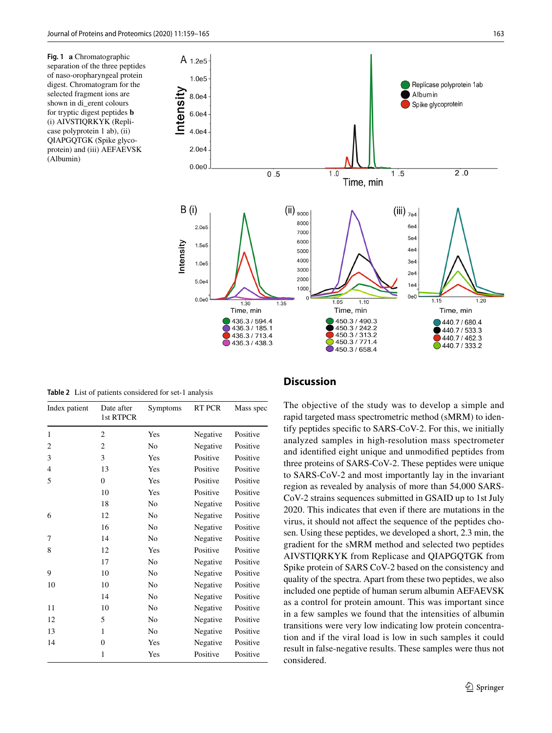**Fig. 1** **a** Chromatographic separation of the three peptides of naso-oropharyngeal protein digest. Chromatogram for the selected fragment ions are shown in di_erent colours for tryptic digest peptides **b** (i) AIVSTIQRKYK (Replicase polyprotein 1 ab), (ii) QIAPGQTGK (Spike glycoprotein) and (iii) AEFAEVSK (Albumin)

**Table 2** List of patients considered for set-1 analysis

| Index patient | Date after 1st RTPCR | Symptoms | RT PCR | Mass spec |
|---|---|---|---|---|
| 1 | 2 | Yes | Negative | Positive |
| 2 | 2 | No | Negative | Positive |
| 3 | 3 | Yes | Positive | Positive |
| 4 | 13 | Yes | Positive | Positive |
| 5 | 0 | Yes | Positive | Positive |
| | 10 | Yes | Positive | Positive |
| | 18 | No | Negative | Positive |
| 6 | 12 | No | Negative | Positive |
| | 16 | No | Negative | Positive |
| 7 | 14 | No | Negative | Positive |
| 8 | 12 | Yes | Positive | Positive |
| | 17 | No | Negative | Positive |
| 9 | 10 | No | Negative | Positive |
| 10 | 10 | No | Negative | Positive |
| | 14 | No | Negative | Positive |
| 11 | 10 | No | Negative | Positive |
| 12 | 5 | No | Negative | Positive |
| 13 | 1 | No | Negative | Positive |
| 14 | 0 | Yes | Negative | Positive |
| | 1 | Yes | Positive | Positive |

## Discussion

The objective of the study was to develop a simple and rapid targeted mass spectrometric method (sMRM) to identify peptides specific to SARS-CoV-2. For this, we initially analyzed samples in high-resolution mass spectrometer and identified eight unique and unmodified peptides from three proteins of SARS-CoV-2. These peptides were unique to SARS-CoV-2 and most importantly lay in the invariant region as revealed by analysis of more than 54,000 SARS-CoV-2 strains sequences submitted in GSAID up to 1st July 2020. This indicates that even if there are mutations in the virus, it should not affect the sequence of the peptides chosen. Using these peptides, we developed a short, 2.3 min, the gradient for the sMRM method and selected two peptides AIVSTIQRKYK from Replicase and QIAPGQTGK from Spike protein of SARS CoV-2 based on the consistency and quality of the spectra. Apart from these two peptides, we also included one peptide of human serum albumin AEFAEVSK as a control for protein amount. This was important since in a few samples we found that the intensities of albumin transitions were very low indicating low protein concentration and if the viral load is low in such samples it could result in false-negative results. These samples were thus not considered.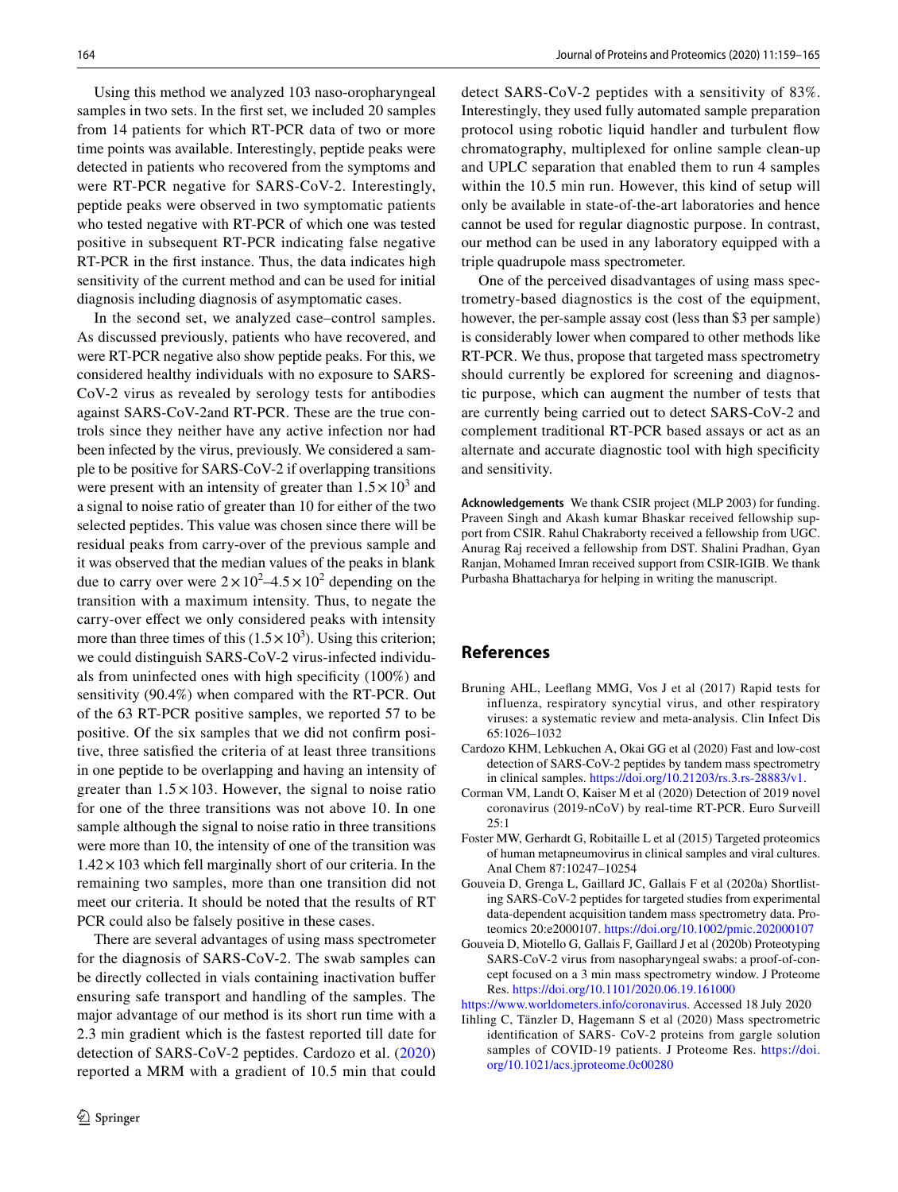Using this method we analyzed 103 naso-oropharyngeal samples in two sets. In the first set, we included 20 samples from 14 patients for which RT-PCR data of two or more time points was available. Interestingly, peptide peaks were detected in patients who recovered from the symptoms and were RT-PCR negative for SARS-CoV-2. Interestingly, peptide peaks were observed in two symptomatic patients who tested negative with RT-PCR of which one was tested positive in subsequent RT-PCR indicating false negative RT-PCR in the first instance. Thus, the data indicates high sensitivity of the current method and can be used for initial diagnosis including diagnosis of asymptomatic cases.

In the second set, we analyzed case–control samples. As discussed previously, patients who have recovered, and were RT-PCR negative also show peptide peaks. For this, we considered healthy individuals with no exposure to SARS-CoV-2 virus as revealed by serology tests for antibodies against SARS-CoV-2and RT-PCR. These are the true controls since they neither have any active infection nor had been infected by the virus, previously. We considered a sample to be positive for SARS-CoV-2 if overlapping transitions were present with an intensity of greater than $1.5 \times 10^3$ and a signal to noise ratio of greater than 10 for either of the two selected peptides. This value was chosen since there will be residual peaks from carry-over of the previous sample and it was observed that the median values of the peaks in blank due to carry over were $2 \times 10^2$–$4.5 \times 10^2$ depending on the transition with a maximum intensity. Thus, to negate the carry-over effect we only considered peaks with intensity more than three times of this ($1.5 \times 10^3$). Using this criterion; we could distinguish SARS-CoV-2 virus-infected individuals from uninfected ones with high specificity (100%) and sensitivity (90.4%) when compared with the RT-PCR. Out of the 63 RT-PCR positive samples, we reported 57 to be positive. Of the six samples that we did not confirm positive, three satisfied the criteria of at least three transitions in one peptide to be overlapping and having an intensity of greater than $1.5 \times 103$. However, the signal to noise ratio for one of the three transitions was not above 10. In one sample although the signal to noise ratio in three transitions were more than 10, the intensity of one of the transition was $1.42 \times 103$ which fell marginally short of our criteria. In the remaining two samples, more than one transition did not meet our criteria. It should be noted that the results of RT PCR could also be falsely positive in these cases.

There are several advantages of using mass spectrometer for the diagnosis of SARS-CoV-2. The swab samples can be directly collected in vials containing inactivation buffer ensuring safe transport and handling of the samples. The major advantage of our method is its short run time with a 2.3 min gradient which is the fastest reported till date for detection of SARS-CoV-2 peptides. Cardozo et al. (2020) reported a MRM with a gradient of 10.5 min that could detect SARS-CoV-2 peptides with a sensitivity of 83%. Interestingly, they used fully automated sample preparation protocol using robotic liquid handler and turbulent flow chromatography, multiplexed for online sample clean-up and UPLC separation that enabled them to run 4 samples within the 10.5 min run. However, this kind of setup will only be available in state-of-the-art laboratories and hence cannot be used for regular diagnostic purpose. In contrast, our method can be used in any laboratory equipped with a triple quadrupole mass spectrometer.

One of the perceived disadvantages of using mass spectrometry-based diagnostics is the cost of the equipment, however, the per-sample assay cost (less than $3 per sample) is considerably lower when compared to other methods like RT-PCR. We thus, propose that targeted mass spectrometry should currently be explored for screening and diagnostic purpose, which can augment the number of tests that are currently being carried out to detect SARS-CoV-2 and complement traditional RT-PCR based assays or act as an alternate and accurate diagnostic tool with high specificity and sensitivity.

**Acknowledgements** We thank CSIR project (MLP 2003) for funding. Praveen Singh and Akash kumar Bhaskar received fellowship support from CSIR. Rahul Chakraborty received a fellowship from UGC. Anurag Raj received a fellowship from DST. Shalini Pradhan, Gyan Ranjan, Mohamed Imran received support from CSIR-IGIB. We thank Purbasha Bhattacharya for helping in writing the manuscript.

## References

Bruning AHL, Leeflang MMG, Vos J et al (2017) Rapid tests for influenza, respiratory syncytial virus, and other respiratory viruses: a systematic review and meta-analysis. Clin Infect Dis 65:1026–1032

Cardozo KHM, Lebkuchen A, Okai GG et al (2020) Fast and low-cost detection of SARS-CoV-2 peptides by tandem mass spectrometry in clinical samples. https://doi.org/10.21203/rs.3.rs-28883/v1.

Corman VM, Landt O, Kaiser M et al (2020) Detection of 2019 novel coronavirus (2019-nCoV) by real-time RT-PCR. Euro Surveill 25:1

Foster MW, Gerhardt G, Robitaille L et al (2015) Targeted proteomics of human metapneumovirus in clinical samples and viral cultures. Anal Chem 87:10247–10254

Gouveia D, Grenga L, Gaillard JC, Gallais F et al (2020a) Shortlisting SARS-CoV-2 peptides for targeted studies from experimental data-dependent acquisition tandem mass spectrometry data. Proteomics 20:e2000107. https://doi.org/10.1002/pmic.202000107

Gouveia D, Miotello G, Gallais F, Gaillard J et al (2020b) Proteotyping SARS-CoV-2 virus from nasopharyngeal swabs: a proof-of-concept focused on a 3 min mass spectrometry window. J Proteome Res. https://doi.org/10.1101/2020.06.19.161000

https://www.worldometers.info/coronavirus. Accessed 18 July 2020

Iihling C, Tänzler D, Hagemann S et al (2020) Mass spectrometric identification of SARS- CoV-2 proteins from gargle solution samples of COVID-19 patients. J Proteome Res. https://doi.org/10.1021/acs.jproteome.0c00280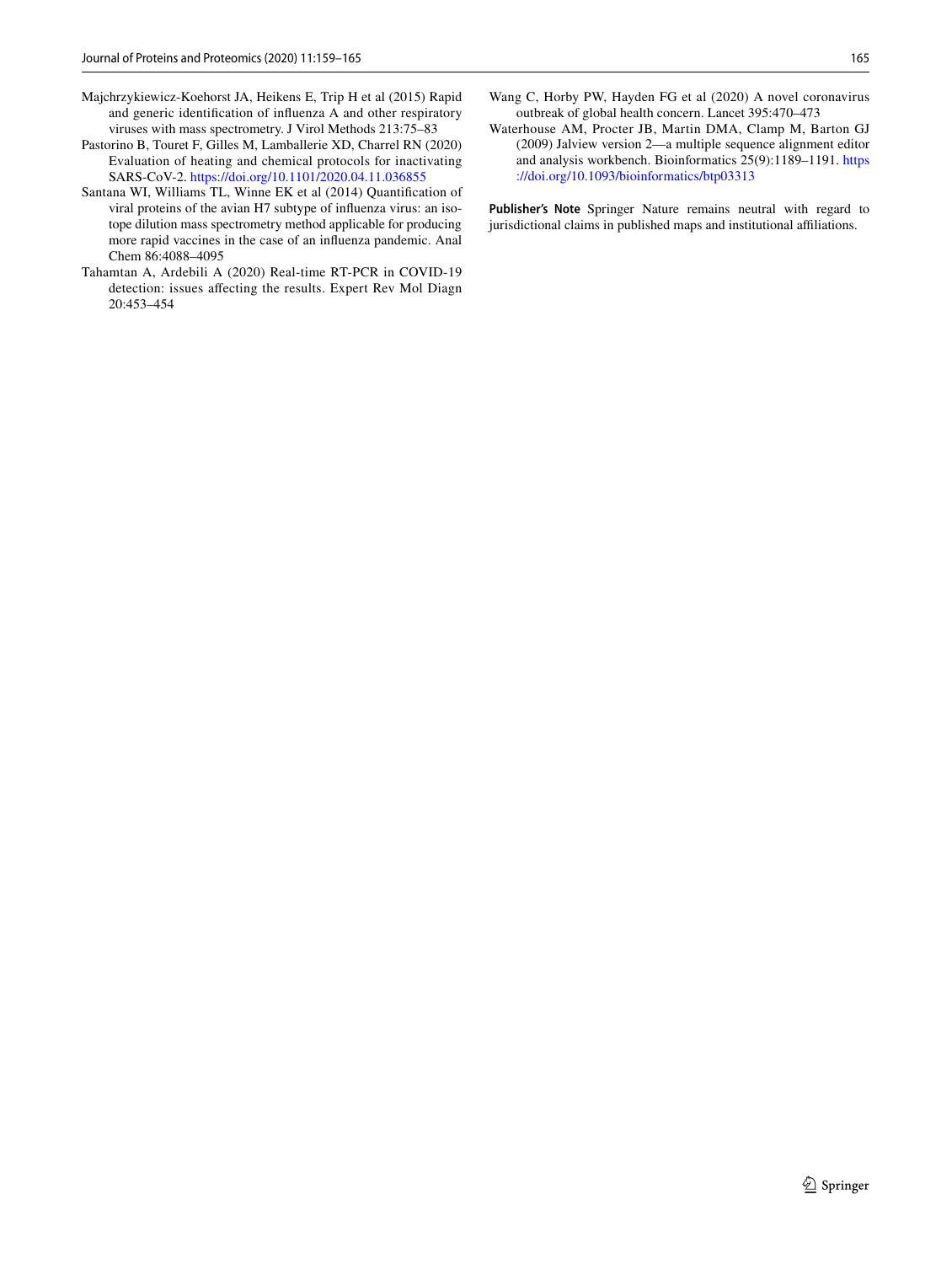Majchrzykiewicz-Koehorst JA, Heikens E, Trip H et al (2015) Rapid and generic identification of influenza A and other respiratory viruses with mass spectrometry. J Virol Methods 213:75–83

Pastorino B, Touret F, Gilles M, Lamballerie XD, Charrel RN (2020) Evaluation of heating and chemical protocols for inactivating SARS-CoV-2. https://doi.org/10.1101/2020.04.11.036855

Santana WI, Williams TL, Winne EK et al (2014) Quantification of viral proteins of the avian H7 subtype of influenza virus: an isotope dilution mass spectrometry method applicable for producing more rapid vaccines in the case of an influenza pandemic. Anal Chem 86:4088–4095

Tahamtan A, Ardebili A (2020) Real-time RT-PCR in COVID-19 detection: issues affecting the results. Expert Rev Mol Diagn 20:453–454

Wang C, Horby PW, Hayden FG et al (2020) A novel coronavirus outbreak of global health concern. Lancet 395:470–473

Waterhouse AM, Procter JB, Martin DMA, Clamp M, Barton GJ (2009) Jalview version 2—a multiple sequence alignment editor and analysis workbench. Bioinformatics 25(9):1189–1191. https://doi.org/10.1093/bioinformatics/btp03313

**Publisher's Note** Springer Nature remains neutral with regard to jurisdictional claims in published maps and institutional affiliations.